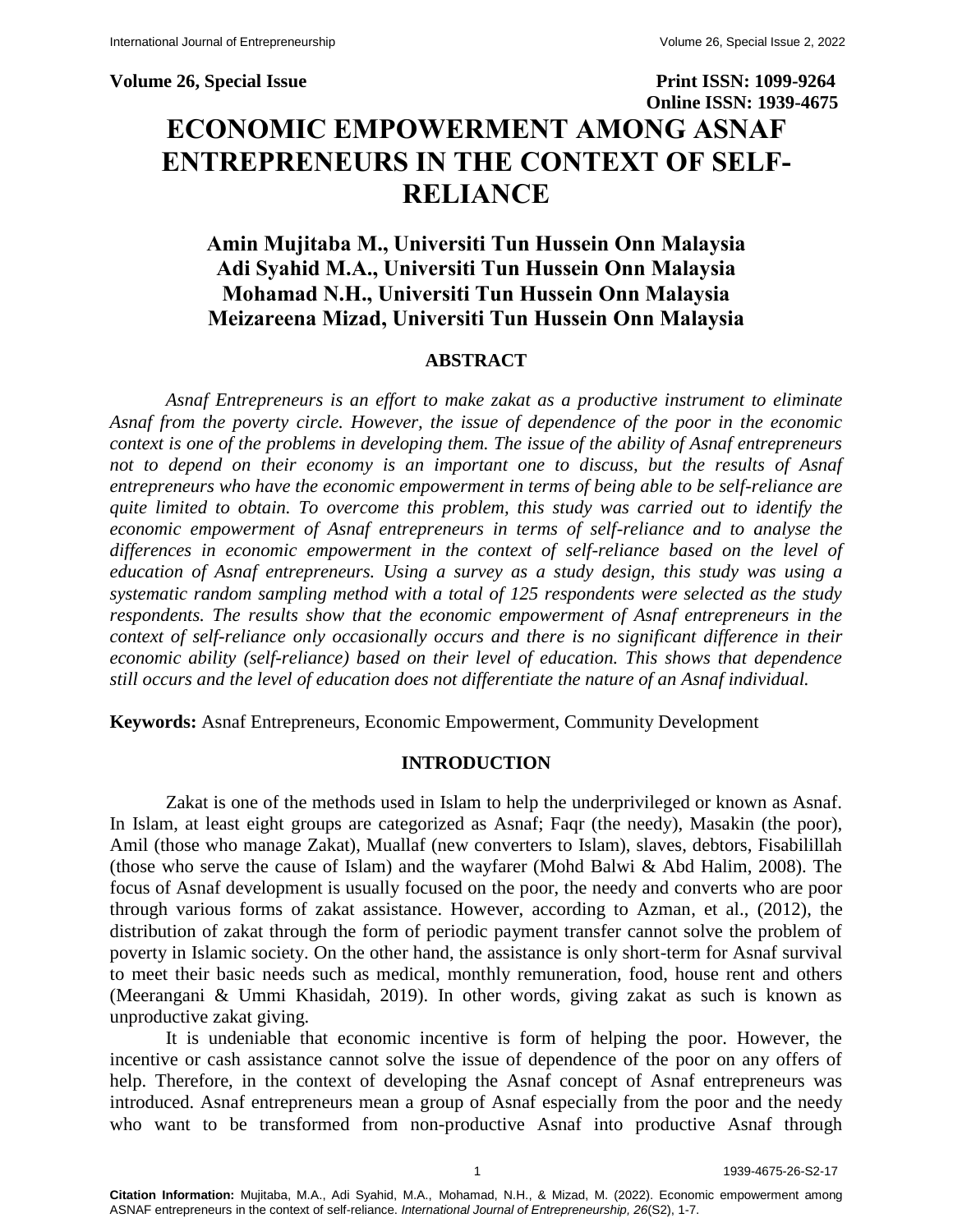Volume 26, Special Issue Print ISSN: 1099-9264
Online ISSN: 1939-4675

# ECONOMIC EMPOWERMENT AMONG ASNAF ENTREPRENEURS IN THE CONTEXT OF SELF-RELIANCE

**Amin Mujitaba M., Universiti Tun Hussein Onn Malaysia**
**Adi Syahid M.A., Universiti Tun Hussein Onn Malaysia**
**Mohamad N.H., Universiti Tun Hussein Onn Malaysia**
**Meizareena Mizad, Universiti Tun Hussein Onn Malaysia**

## ABSTRACT

*Asnaf Entrepreneurs is an effort to make zakat as a productive instrument to eliminate Asnaf from the poverty circle. However, the issue of dependence of the poor in the economic context is one of the problems in developing them. The issue of the ability of Asnaf entrepreneurs not to depend on their economy is an important one to discuss, but the results of Asnaf entrepreneurs who have the economic empowerment in terms of being able to be self-reliance are quite limited to obtain. To overcome this problem, this study was carried out to identify the economic empowerment of Asnaf entrepreneurs in terms of self-reliance and to analyse the differences in economic empowerment in the context of self-reliance based on the level of education of Asnaf entrepreneurs. Using a survey as a study design, this study was using a systematic random sampling method with a total of 125 respondents were selected as the study respondents. The results show that the economic empowerment of Asnaf entrepreneurs in the context of self-reliance only occasionally occurs and there is no significant difference in their economic ability (self-reliance) based on their level of education. This shows that dependence still occurs and the level of education does not differentiate the nature of an Asnaf individual.*

**Keywords:** Asnaf Entrepreneurs, Economic Empowerment, Community Development

## INTRODUCTION

Zakat is one of the methods used in Islam to help the underprivileged or known as Asnaf. In Islam, at least eight groups are categorized as Asnaf; Faqr (the needy), Masakin (the poor), Amil (those who manage Zakat), Muallaf (new converters to Islam), slaves, debtors, Fisabilillah (those who serve the cause of Islam) and the wayfarer (Mohd Balwi & Abd Halim, 2008). The focus of Asnaf development is usually focused on the poor, the needy and converts who are poor through various forms of zakat assistance. However, according to Azman, et al., (2012), the distribution of zakat through the form of periodic payment transfer cannot solve the problem of poverty in Islamic society. On the other hand, the assistance is only short-term for Asnaf survival to meet their basic needs such as medical, monthly remuneration, food, house rent and others (Meerangani & Ummi Khasidah, 2019). In other words, giving zakat as such is known as unproductive zakat giving.

It is undeniable that economic incentive is form of helping the poor. However, the incentive or cash assistance cannot solve the issue of dependence of the poor on any offers of help. Therefore, in the context of developing the Asnaf concept of Asnaf entrepreneurs was introduced. Asnaf entrepreneurs mean a group of Asnaf especially from the poor and the needy who want to be transformed from non-productive Asnaf into productive Asnaf through

**Citation Information:** Mujitaba, M.A., Adi Syahid, M.A., Mohamad, N.H., & Mizad, M. (2022). Economic empowerment among ASNAF entrepreneurs in the context of self-reliance. *International Journal of Entrepreneurship, 26*(S2), 1-7.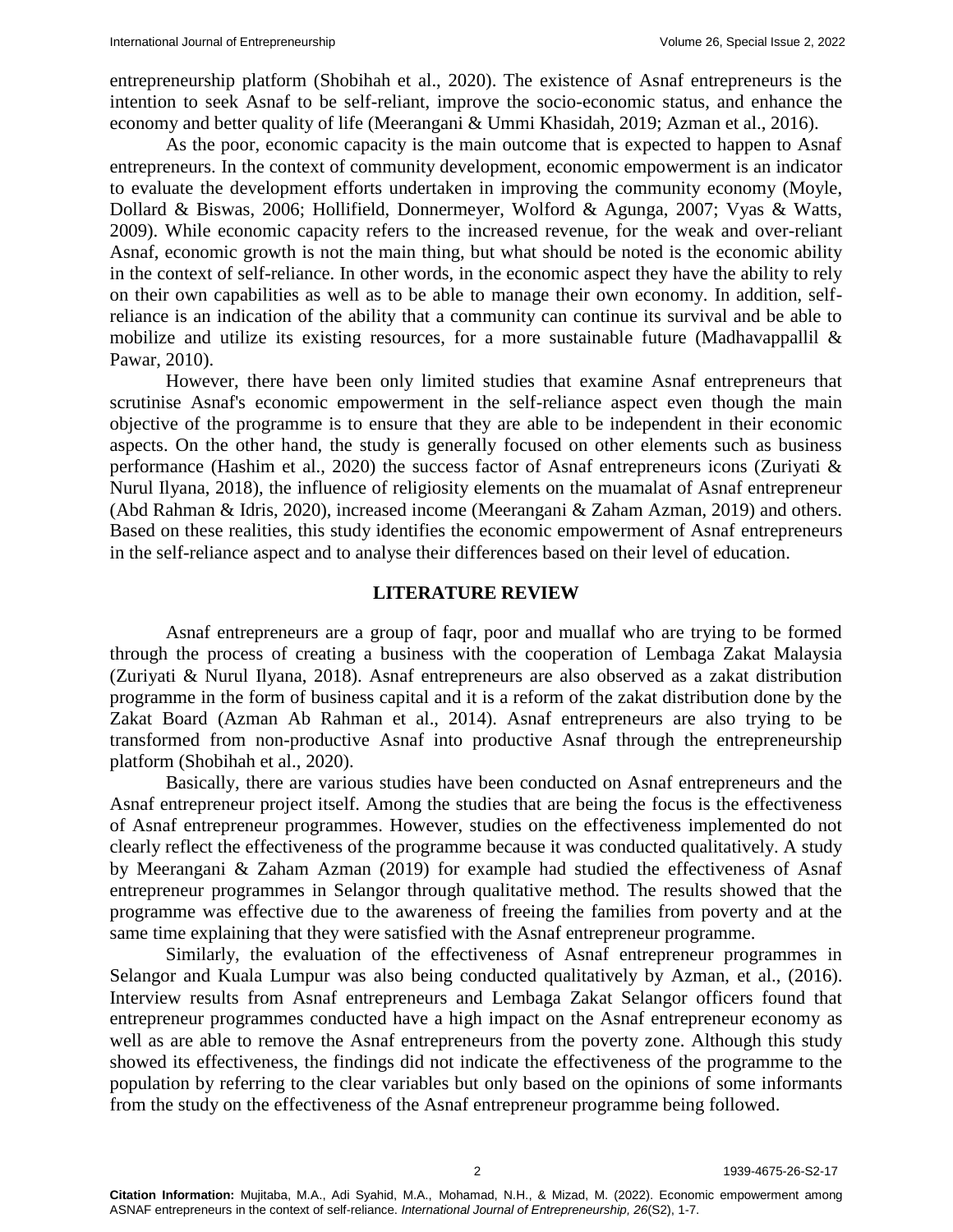entrepreneurship platform (Shobihah et al., 2020). The existence of Asnaf entrepreneurs is the intention to seek Asnaf to be self-reliant, improve the socio-economic status, and enhance the economy and better quality of life (Meerangani & Ummi Khasidah, 2019; Azman et al., 2016).

As the poor, economic capacity is the main outcome that is expected to happen to Asnaf entrepreneurs. In the context of community development, economic empowerment is an indicator to evaluate the development efforts undertaken in improving the community economy (Moyle, Dollard & Biswas, 2006; Hollifield, Donnermeyer, Wolford & Agunga, 2007; Vyas & Watts, 2009). While economic capacity refers to the increased revenue, for the weak and over-reliant Asnaf, economic growth is not the main thing, but what should be noted is the economic ability in the context of self-reliance. In other words, in the economic aspect they have the ability to rely on their own capabilities as well as to be able to manage their own economy. In addition, self-reliance is an indication of the ability that a community can continue its survival and be able to mobilize and utilize its existing resources, for a more sustainable future (Madhavappallil & Pawar, 2010).

However, there have been only limited studies that examine Asnaf entrepreneurs that scrutinise Asnaf's economic empowerment in the self-reliance aspect even though the main objective of the programme is to ensure that they are able to be independent in their economic aspects. On the other hand, the study is generally focused on other elements such as business performance (Hashim et al., 2020) the success factor of Asnaf entrepreneurs icons (Zuriyati & Nurul Ilyana, 2018), the influence of religiosity elements on the muamalat of Asnaf entrepreneur (Abd Rahman & Idris, 2020), increased income (Meerangani & Zaham Azman, 2019) and others. Based on these realities, this study identifies the economic empowerment of Asnaf entrepreneurs in the self-reliance aspect and to analyse their differences based on their level of education.

## LITERATURE REVIEW

Asnaf entrepreneurs are a group of faqr, poor and muallaf who are trying to be formed through the process of creating a business with the cooperation of Lembaga Zakat Malaysia (Zuriyati & Nurul Ilyana, 2018). Asnaf entrepreneurs are also observed as a zakat distribution programme in the form of business capital and it is a reform of the zakat distribution done by the Zakat Board (Azman Ab Rahman et al., 2014). Asnaf entrepreneurs are also trying to be transformed from non-productive Asnaf into productive Asnaf through the entrepreneurship platform (Shobihah et al., 2020).

Basically, there are various studies have been conducted on Asnaf entrepreneurs and the Asnaf entrepreneur project itself. Among the studies that are being the focus is the effectiveness of Asnaf entrepreneur programmes. However, studies on the effectiveness implemented do not clearly reflect the effectiveness of the programme because it was conducted qualitatively. A study by Meerangani & Zaham Azman (2019) for example had studied the effectiveness of Asnaf entrepreneur programmes in Selangor through qualitative method. The results showed that the programme was effective due to the awareness of freeing the families from poverty and at the same time explaining that they were satisfied with the Asnaf entrepreneur programme.

Similarly, the evaluation of the effectiveness of Asnaf entrepreneur programmes in Selangor and Kuala Lumpur was also being conducted qualitatively by Azman, et al., (2016). Interview results from Asnaf entrepreneurs and Lembaga Zakat Selangor officers found that entrepreneur programmes conducted have a high impact on the Asnaf entrepreneur economy as well as are able to remove the Asnaf entrepreneurs from the poverty zone. Although this study showed its effectiveness, the findings did not indicate the effectiveness of the programme to the population by referring to the clear variables but only based on the opinions of some informants from the study on the effectiveness of the Asnaf entrepreneur programme being followed.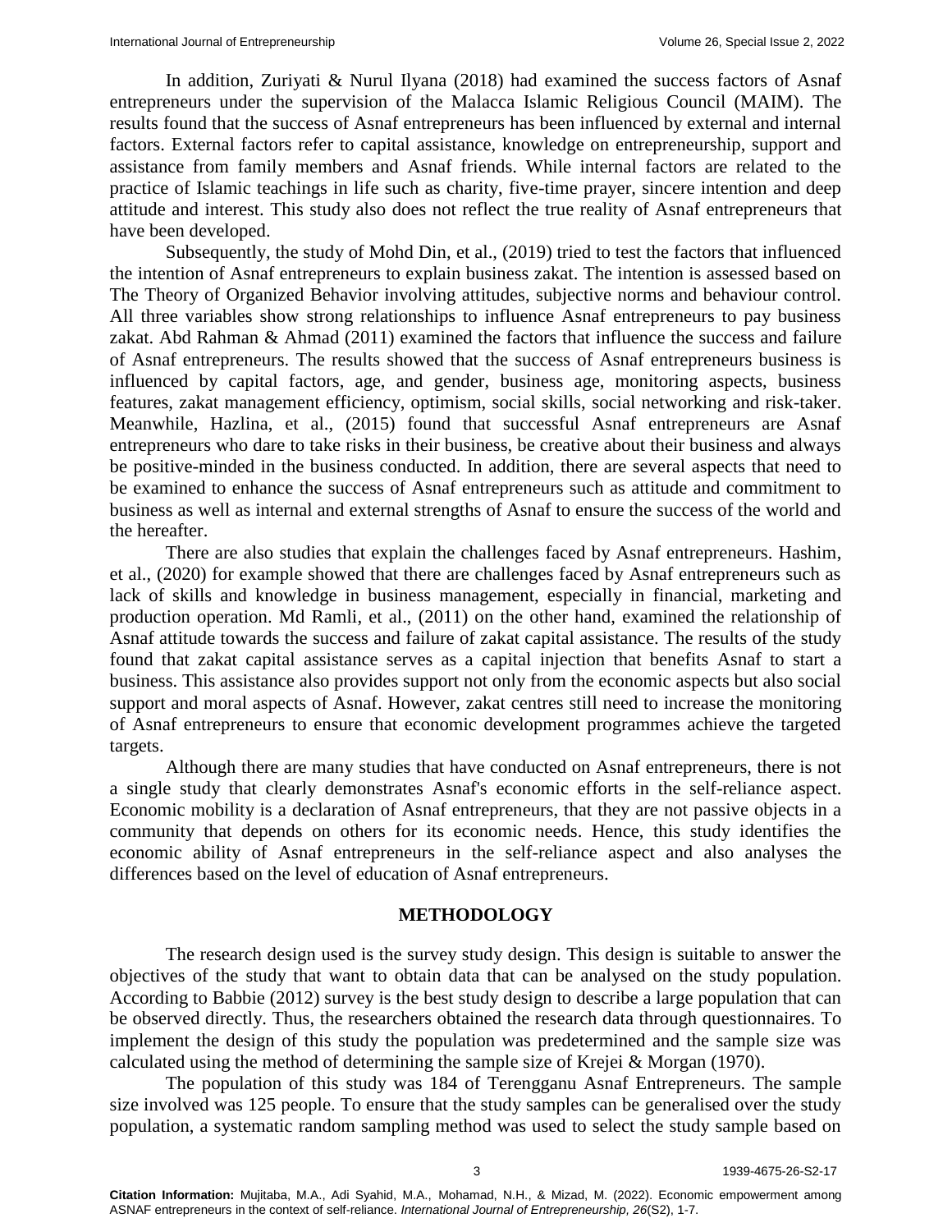In addition, Zuriyati & Nurul Ilyana (2018) had examined the success factors of Asnaf entrepreneurs under the supervision of the Malacca Islamic Religious Council (MAIM). The results found that the success of Asnaf entrepreneurs has been influenced by external and internal factors. External factors refer to capital assistance, knowledge on entrepreneurship, support and assistance from family members and Asnaf friends. While internal factors are related to the practice of Islamic teachings in life such as charity, five-time prayer, sincere intention and deep attitude and interest. This study also does not reflect the true reality of Asnaf entrepreneurs that have been developed.

Subsequently, the study of Mohd Din, et al., (2019) tried to test the factors that influenced the intention of Asnaf entrepreneurs to explain business zakat. The intention is assessed based on The Theory of Organized Behavior involving attitudes, subjective norms and behaviour control. All three variables show strong relationships to influence Asnaf entrepreneurs to pay business zakat. Abd Rahman & Ahmad (2011) examined the factors that influence the success and failure of Asnaf entrepreneurs. The results showed that the success of Asnaf entrepreneurs business is influenced by capital factors, age, and gender, business age, monitoring aspects, business features, zakat management efficiency, optimism, social skills, social networking and risk-taker. Meanwhile, Hazlina, et al., (2015) found that successful Asnaf entrepreneurs are Asnaf entrepreneurs who dare to take risks in their business, be creative about their business and always be positive-minded in the business conducted. In addition, there are several aspects that need to be examined to enhance the success of Asnaf entrepreneurs such as attitude and commitment to business as well as internal and external strengths of Asnaf to ensure the success of the world and the hereafter.

There are also studies that explain the challenges faced by Asnaf entrepreneurs. Hashim, et al., (2020) for example showed that there are challenges faced by Asnaf entrepreneurs such as lack of skills and knowledge in business management, especially in financial, marketing and production operation. Md Ramli, et al., (2011) on the other hand, examined the relationship of Asnaf attitude towards the success and failure of zakat capital assistance. The results of the study found that zakat capital assistance serves as a capital injection that benefits Asnaf to start a business. This assistance also provides support not only from the economic aspects but also social support and moral aspects of Asnaf. However, zakat centres still need to increase the monitoring of Asnaf entrepreneurs to ensure that economic development programmes achieve the targeted targets.

Although there are many studies that have conducted on Asnaf entrepreneurs, there is not a single study that clearly demonstrates Asnaf's economic efforts in the self-reliance aspect. Economic mobility is a declaration of Asnaf entrepreneurs, that they are not passive objects in a community that depends on others for its economic needs. Hence, this study identifies the economic ability of Asnaf entrepreneurs in the self-reliance aspect and also analyses the differences based on the level of education of Asnaf entrepreneurs.

## METHODOLOGY

The research design used is the survey study design. This design is suitable to answer the objectives of the study that want to obtain data that can be analysed on the study population. According to Babbie (2012) survey is the best study design to describe a large population that can be observed directly. Thus, the researchers obtained the research data through questionnaires. To implement the design of this study the population was predetermined and the sample size was calculated using the method of determining the sample size of Krejei & Morgan (1970).

The population of this study was 184 of Terengganu Asnaf Entrepreneurs. The sample size involved was 125 people. To ensure that the study samples can be generalised over the study population, a systematic random sampling method was used to select the study sample based on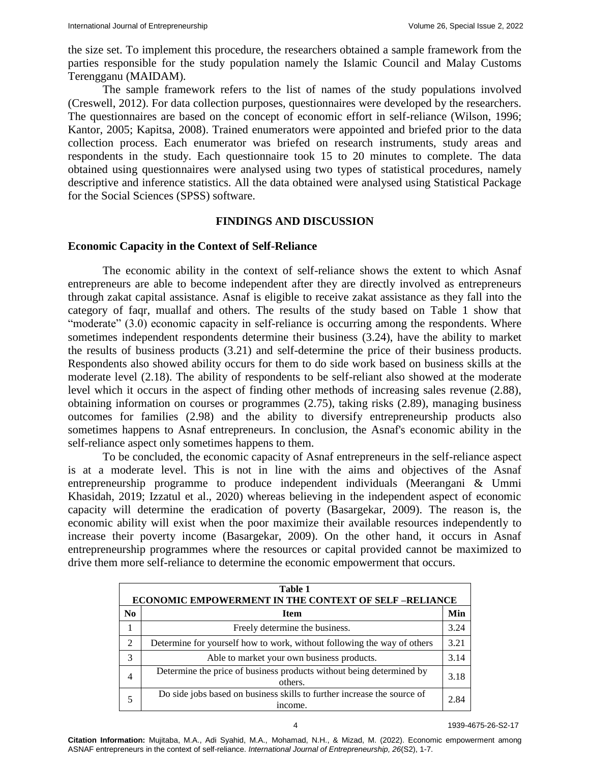the size set. To implement this procedure, the researchers obtained a sample framework from the parties responsible for the study population namely the Islamic Council and Malay Customs Terengganu (MAIDAM).

The sample framework refers to the list of names of the study populations involved (Creswell, 2012). For data collection purposes, questionnaires were developed by the researchers. The questionnaires are based on the concept of economic effort in self-reliance (Wilson, 1996; Kantor, 2005; Kapitsa, 2008). Trained enumerators were appointed and briefed prior to the data collection process. Each enumerator was briefed on research instruments, study areas and respondents in the study. Each questionnaire took 15 to 20 minutes to complete. The data obtained using questionnaires were analysed using two types of statistical procedures, namely descriptive and inference statistics. All the data obtained were analysed using Statistical Package for the Social Sciences (SPSS) software.

## FINDINGS AND DISCUSSION

### Economic Capacity in the Context of Self-Reliance

The economic ability in the context of self-reliance shows the extent to which Asnaf entrepreneurs are able to become independent after they are directly involved as entrepreneurs through zakat capital assistance. Asnaf is eligible to receive zakat assistance as they fall into the category of faqr, muallaf and others. The results of the study based on Table 1 show that "moderate" (3.0) economic capacity in self-reliance is occurring among the respondents. Where sometimes independent respondents determine their business (3.24), have the ability to market the results of business products (3.21) and self-determine the price of their business products. Respondents also showed ability occurs for them to do side work based on business skills at the moderate level (2.18). The ability of respondents to be self-reliant also showed at the moderate level which it occurs in the aspect of finding other methods of increasing sales revenue (2.88), obtaining information on courses or programmes (2.75), taking risks (2.89), managing business outcomes for families (2.98) and the ability to diversify entrepreneurship products also sometimes happens to Asnaf entrepreneurs. In conclusion, the Asnaf's economic ability in the self-reliance aspect only sometimes happens to them.

To be concluded, the economic capacity of Asnaf entrepreneurs in the self-reliance aspect is at a moderate level. This is not in line with the aims and objectives of the Asnaf entrepreneurship programme to produce independent individuals (Meerangani & Ummi Khasidah, 2019; Izzatul et al., 2020) whereas believing in the independent aspect of economic capacity will determine the eradication of poverty (Basargekar, 2009). The reason is, the economic ability will exist when the poor maximize their available resources independently to increase their poverty income (Basargekar, 2009). On the other hand, it occurs in Asnaf entrepreneurship programmes where the resources or capital provided cannot be maximized to drive them more self-reliance to determine the economic empowerment that occurs.

**Table 1**
**ECONOMIC EMPOWERMENT IN THE CONTEXT OF SELF –RELIANCE**

| No | Item | Min |
|---|---|---|
| 1 | Freely determine the business. | 3.24 |
| 2 | Determine for yourself how to work, without following the way of others | 3.21 |
| 3 | Able to market your own business products. | 3.14 |
| 4 | Determine the price of business products without being determined by others. | 3.18 |
| 5 | Do side jobs based on business skills to further increase the source of income. | 2.84 |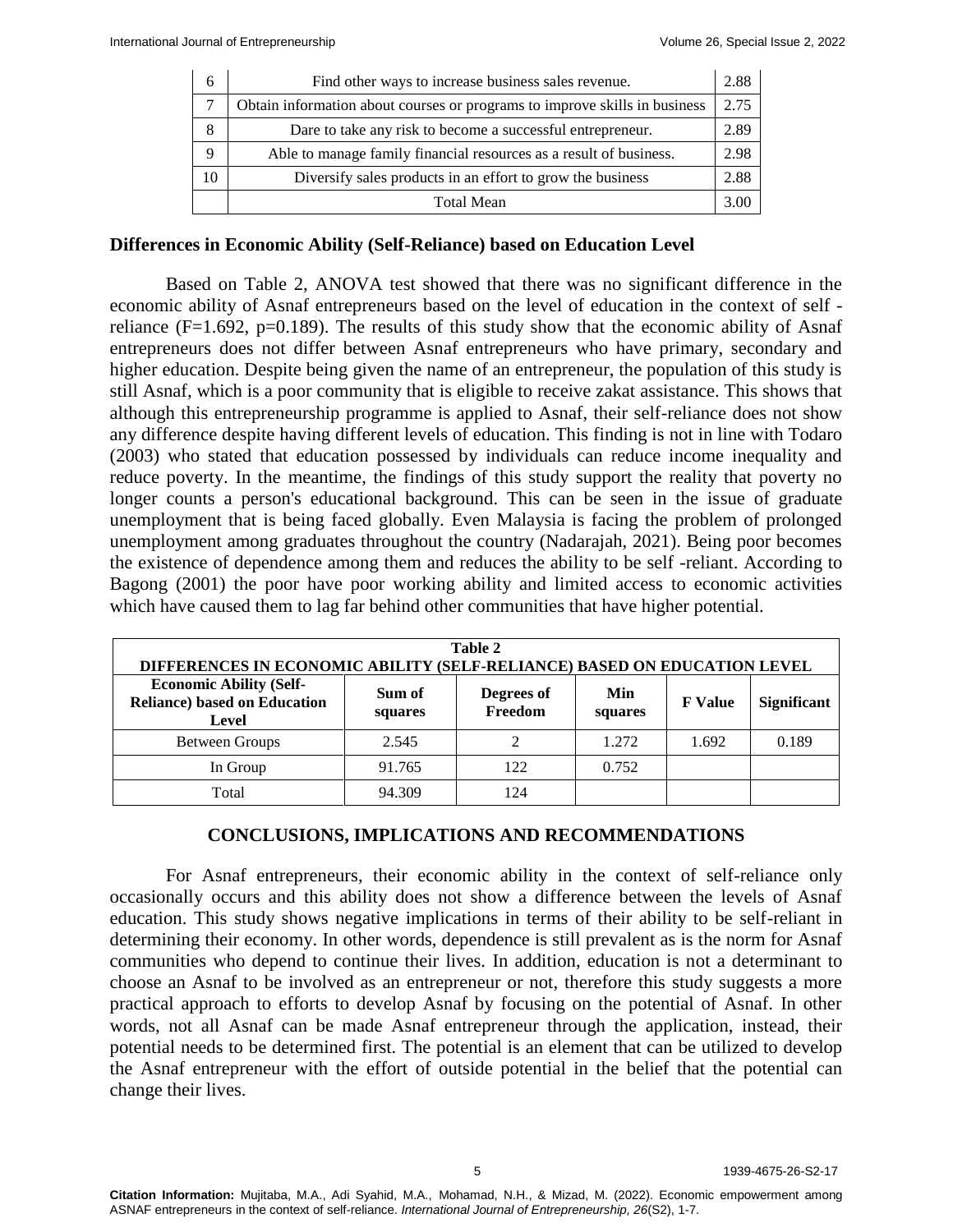| 6 | Find other ways to increase business sales revenue. | 2.88 |
|---|---|---|
| 7 | Obtain information about courses or programs to improve skills in business | 2.75 |
| 8 | Dare to take any risk to become a successful entrepreneur. | 2.89 |
| 9 | Able to manage family financial resources as a result of business. | 2.98 |
| 10 | Diversify sales products in an effort to grow the business | 2.88 |
| | Total Mean | 3.00 |

### Differences in Economic Ability (Self-Reliance) based on Education Level

Based on Table 2, ANOVA test showed that there was no significant difference in the economic ability of Asnaf entrepreneurs based on the level of education in the context of self -reliance ($F=1.692$, $p=0.189$). The results of this study show that the economic ability of Asnaf entrepreneurs does not differ between Asnaf entrepreneurs who have primary, secondary and higher education. Despite being given the name of an entrepreneur, the population of this study is still Asnaf, which is a poor community that is eligible to receive zakat assistance. This shows that although this entrepreneurship programme is applied to Asnaf, their self-reliance does not show any difference despite having different levels of education. This finding is not in line with Todaro (2003) who stated that education possessed by individuals can reduce income inequality and reduce poverty. In the meantime, the findings of this study support the reality that poverty no longer counts a person's educational background. This can be seen in the issue of graduate unemployment that is being faced globally. Even Malaysia is facing the problem of prolonged unemployment among graduates throughout the country (Nadarajah, 2021). Being poor becomes the existence of dependence among them and reduces the ability to be self -reliant. According to Bagong (2001) the poor have poor working ability and limited access to economic activities which have caused them to lag far behind other communities that have higher potential.

**Table 2**
**DIFFERENCES IN ECONOMIC ABILITY (SELF-RELIANCE) BASED ON EDUCATION LEVEL**

| Economic Ability (Self-Reliance) based on Education Level | Sum of squares | Degrees of Freedom | Min squares | F Value | Significant |
|---|---|---|---|---|---|
| Between Groups | 2.545 | 2 | 1.272 | 1.692 | 0.189 |
| In Group | 91.765 | 122 | 0.752 | | |
| Total | 94.309 | 124 | | | |

## CONCLUSIONS, IMPLICATIONS AND RECOMMENDATIONS

For Asnaf entrepreneurs, their economic ability in the context of self-reliance only occasionally occurs and this ability does not show a difference between the levels of Asnaf education. This study shows negative implications in terms of their ability to be self-reliant in determining their economy. In other words, dependence is still prevalent as is the norm for Asnaf communities who depend to continue their lives. In addition, education is not a determinant to choose an Asnaf to be involved as an entrepreneur or not, therefore this study suggests a more practical approach to efforts to develop Asnaf by focusing on the potential of Asnaf. In other words, not all Asnaf can be made Asnaf entrepreneur through the application, instead, their potential needs to be determined first. The potential is an element that can be utilized to develop the Asnaf entrepreneur with the effort of outside potential in the belief that the potential can change their lives.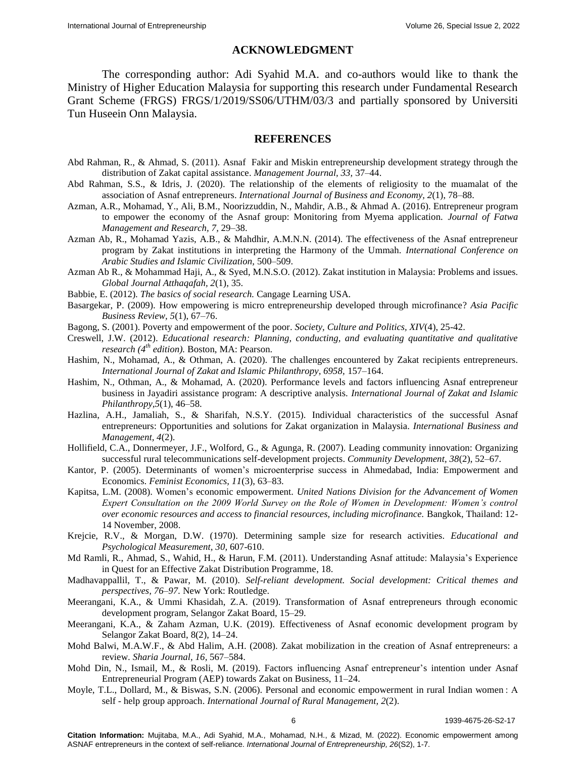## ACKNOWLEDGMENT

The corresponding author: Adi Syahid M.A. and co-authors would like to thank the Ministry of Higher Education Malaysia for supporting this research under Fundamental Research Grant Scheme (FRGS) FRGS/1/2019/SS06/UTHM/03/3 and partially sponsored by Universiti Tun Huseein Onn Malaysia.

## REFERENCES

Abd Rahman, R., & Ahmad, S. (2011). Asnaf Fakir and Miskin entrepreneurship development strategy through the distribution of Zakat capital assistance. *Management Journal, 33,* 37–44.

Abd Rahman, S.S., & Idris, J. (2020). The relationship of the elements of religiosity to the muamalat of the association of Asnaf entrepreneurs. *International Journal of Business and Economy, 2*(1), 78–88.

Azman, A.R., Mohamad, Y., Ali, B.M., Noorizzuddin, N., Mahdir, A.B., & Ahmad A. (2016). Entrepreneur program to empower the economy of the Asnaf group: Monitoring from Myema application. *Journal of Fatwa Management and Research, 7,* 29–38.

Azman Ab, R., Mohamad Yazis, A.B., & Mahdhir, A.M.N.N. (2014). The effectiveness of the Asnaf entrepreneur program by Zakat institutions in interpreting the Harmony of the Ummah. *International Conference on Arabic Studies and Islamic Civilization,* 500–509.

Azman Ab R., & Mohammad Haji, A., & Syed, M.N.S.O. (2012). Zakat institution in Malaysia: Problems and issues. *Global Journal Atthaqafah, 2*(1), 35.

Babbie, E. (2012). *The basics of social research.* Cangage Learning USA.

Basargekar, P. (2009). How empowering is micro entrepreneurship developed through microfinance? *Asia Pacific Business Review, 5*(1), 67–76.

Bagong, S. (2001). Poverty and empowerment of the poor. *Society, Culture and Politics, XIV*(4), 25-42.

Creswell, J.W. (2012). *Educational research: Planning, conducting, and evaluating quantitative and qualitative research (4th edition).* Boston, MA: Pearson.

Hashim, N., Mohamad, A., & Othman, A. (2020). The challenges encountered by Zakat recipients entrepreneurs. *International Journal of Zakat and Islamic Philanthropy, 6958,* 157–164.

Hashim, N., Othman, A., & Mohamad, A. (2020). Performance levels and factors influencing Asnaf entrepreneur business in Jayadiri assistance program: A descriptive analysis. *International Journal of Zakat and Islamic Philanthropy,5*(1), 46–58.

Hazlina, A.H., Jamaliah, S., & Sharifah, N.S.Y. (2015). Individual characteristics of the successful Asnaf entrepreneurs: Opportunities and solutions for Zakat organization in Malaysia. *International Business and Management, 4*(2).

Hollifield, C.A., Donnermeyer, J.F., Wolford, G., & Agunga, R. (2007). Leading community innovation: Organizing successful rural telecommunications self-development projects. *Community Development, 38*(2), 52–67.

Kantor, P. (2005). Determinants of women's microenterprise success in Ahmedabad, India: Empowerment and Economics. *Feminist Economics, 11*(3), 63–83.

Kapitsa, L.M. (2008). Women's economic empowerment. *United Nations Division for the Advancement of Women Expert Consultation on the 2009 World Survey on the Role of Women in Development: Women's control over economic resources and access to financial resources, including microfinance.* Bangkok, Thailand: 12-14 November, 2008.

Krejcie, R.V., & Morgan, D.W. (1970). Determining sample size for research activities. *Educational and Psychological Measurement, 30,* 607-610.

Md Ramli, R., Ahmad, S., Wahid, H., & Harun, F.M. (2011). Understanding Asnaf attitude: Malaysia's Experience in Quest for an Effective Zakat Distribution Programme, 18.

Madhavappallil, T., & Pawar, M. (2010). *Self-reliant development. Social development: Critical themes and perspectives, 76–97.* New York: Routledge.

Meerangani, K.A., & Ummi Khasidah, Z.A. (2019). Transformation of Asnaf entrepreneurs through economic development program, Selangor Zakat Board, 15–29.

Meerangani, K.A., & Zaham Azman, U.K. (2019). Effectiveness of Asnaf economic development program by Selangor Zakat Board, 8(2), 14–24.

Mohd Balwi, M.A.W.F., & Abd Halim, A.H. (2008). Zakat mobilization in the creation of Asnaf entrepreneurs: a review. *Sharia Journal, 16,* 567–584.

Mohd Din, N., Ismail, M., & Rosli, M. (2019). Factors influencing Asnaf entrepreneur's intention under Asnaf Entrepreneurial Program (AEP) towards Zakat on Business, 11–24.

Moyle, T.L., Dollard, M., & Biswas, S.N. (2006). Personal and economic empowerment in rural Indian women : A self - help group approach. *International Journal of Rural Management, 2*(2).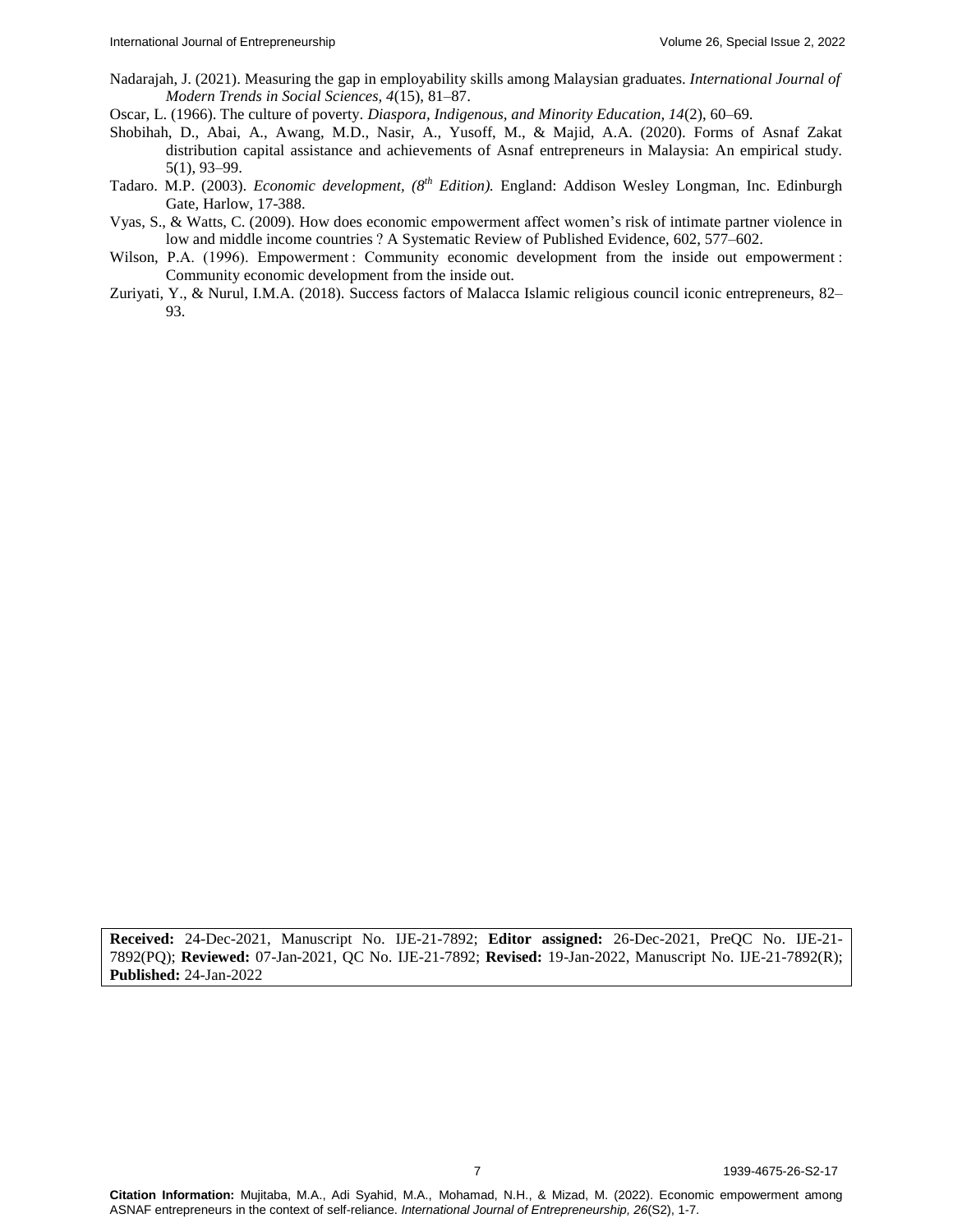Nadarajah, J. (2021). Measuring the gap in employability skills among Malaysian graduates. *International Journal of Modern Trends in Social Sciences, 4*(15), 81–87.

Oscar, L. (1966). The culture of poverty. *Diaspora, Indigenous, and Minority Education, 14*(2), 60–69.

Shobihah, D., Abai, A., Awang, M.D., Nasir, A., Yusoff, M., & Majid, A.A. (2020). Forms of Asnaf Zakat distribution capital assistance and achievements of Asnaf entrepreneurs in Malaysia: An empirical study. 5(1), 93–99.

Tadaro. M.P. (2003). *Economic development, (8th Edition).* England: Addison Wesley Longman, Inc. Edinburgh Gate, Harlow, 17-388.

Vyas, S., & Watts, C. (2009). How does economic empowerment affect women's risk of intimate partner violence in low and middle income countries ? A Systematic Review of Published Evidence, 602, 577–602.

Wilson, P.A. (1996). Empowerment : Community economic development from the inside out empowerment : Community economic development from the inside out.

Zuriyati, Y., & Nurul, I.M.A. (2018). Success factors of Malacca Islamic religious council iconic entrepreneurs, 82–93.

**Received:** 24-Dec-2021, Manuscript No. IJE-21-7892; **Editor assigned:** 26-Dec-2021, PreQC No. IJE-21-7892(PQ); **Reviewed:** 07-Jan-2021, QC No. IJE-21-7892; **Revised:** 19-Jan-2022, Manuscript No. IJE-21-7892(R); **Published:** 24-Jan-2022

**Citation Information:** Mujitaba, M.A., Adi Syahid, M.A., Mohamad, N.H., & Mizad, M. (2022). Economic empowerment among ASNAF entrepreneurs in the context of self-reliance. *International Journal of Entrepreneurship, 26*(S2), 1-7.